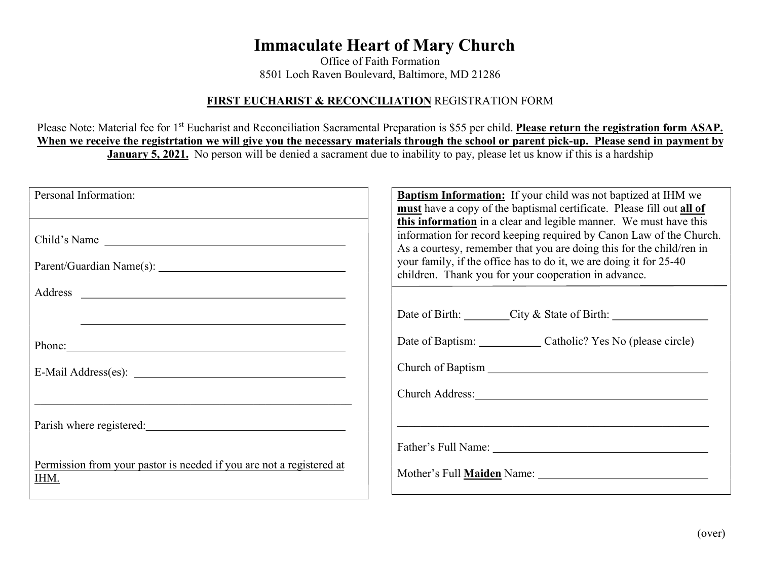# Immaculate Heart of Mary Church

Office of Faith Formation
8501 Loch Raven Boulevard, Baltimore, MD 21286

**FIRST EUCHARIST & RECONCILIATION** REGISTRATION FORM

Please Note: Material fee for 1st Eucharist and Reconciliation Sacramental Preparation is $55 per child. **Please return the registration form ASAP. When we receive the registrtation we will give you the necessary materials through the school or parent pick-up. Please send in payment by January 5, 2021.** No person will be denied a sacrament due to inability to pay, please let us know if this is a hardship

Personal Information:

Child's Name ______________________________________________

Parent/Guardian Name(s): ___________________________________

Address ___________________________________________________

___________________________________________________

Phone:_____________________________________________________

E-Mail Address(es): __________________________________________

__________________________________________________________

Parish where registered:_____________________________________

Permission from your pastor is needed if you are not a registered at IHM.

**Baptism Information:** If your child was not baptized at IHM we **must** have a copy of the baptismal certificate. Please fill out **all of this information** in a clear and legible manner. We must have this information for record keeping required by Canon Law of the Church. As a courtesy, remember that you are doing this for the child/ren in your family, if the office has to do it, we are doing it for 25-40 children. Thank you for your cooperation in advance.

Date of Birth: ________City & State of Birth: ________________

Date of Baptism: ___________ Catholic? Yes No (please circle)

Church of Baptism ___________________________________________

Church Address:_____________________________________________

__________________________________________________________

Father's Full Name: __________________________________________

Mother's Full **Maiden** Name: _________________________________

(over)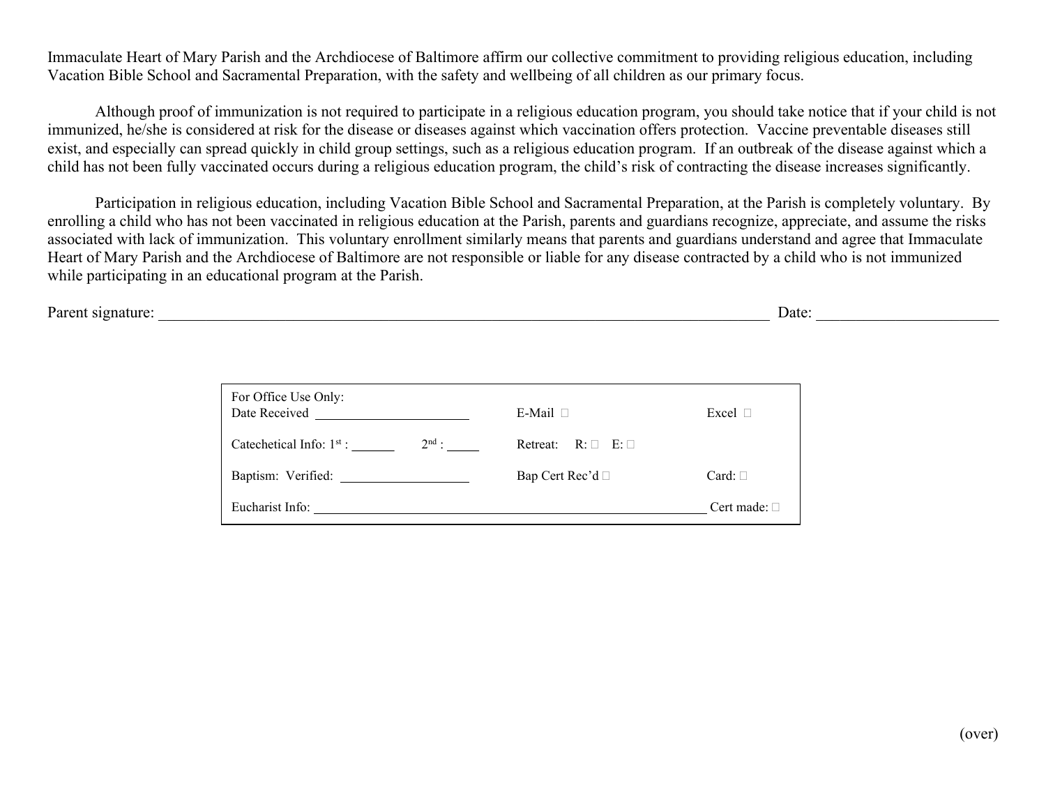Immaculate Heart of Mary Parish and the Archdiocese of Baltimore affirm our collective commitment to providing religious education, including Vacation Bible School and Sacramental Preparation, with the safety and wellbeing of all children as our primary focus.

Although proof of immunization is not required to participate in a religious education program, you should take notice that if your child is not immunized, he/she is considered at risk for the disease or diseases against which vaccination offers protection. Vaccine preventable diseases still exist, and especially can spread quickly in child group settings, such as a religious education program. If an outbreak of the disease against which a child has not been fully vaccinated occurs during a religious education program, the child's risk of contracting the disease increases significantly.

Participation in religious education, including Vacation Bible School and Sacramental Preparation, at the Parish is completely voluntary. By enrolling a child who has not been vaccinated in religious education at the Parish, parents and guardians recognize, appreciate, and assume the risks associated with lack of immunization. This voluntary enrollment similarly means that parents and guardians understand and agree that Immaculate Heart of Mary Parish and the Archdiocese of Baltimore are not responsible or liable for any disease contracted by a child who is not immunized while participating in an educational program at the Parish.

Parent signature: ____________________________________________ Date: ____________________

| | | |
|---|---|---|
| For Office Use Only:<br>Date Received ______________ | E-Mail ☐ | Excel ☐ |
| Catechetical Info: 1st : ______ 2nd : _____ | Retreat: R: ☐ E: ☐ | |
| Baptism: Verified: ______________ | Bap Cert Rec'd ☐ | Card: ☐ |
| Eucharist Info: ______________________________ | | Cert made: ☐ |

(over)